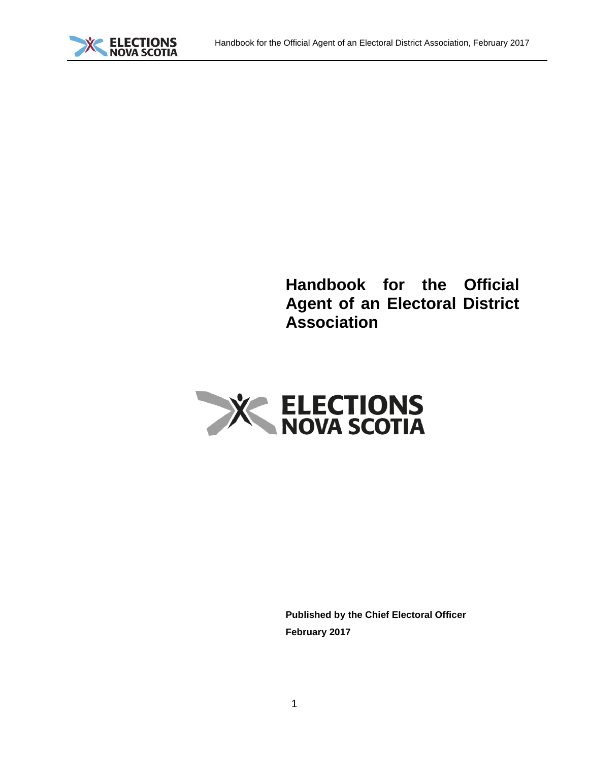# Handbook for the Official Agent of an Electoral District Association

ELECTIONS NOVA SCOTIA

**Published by the Chief Electoral Officer**

**February 2017**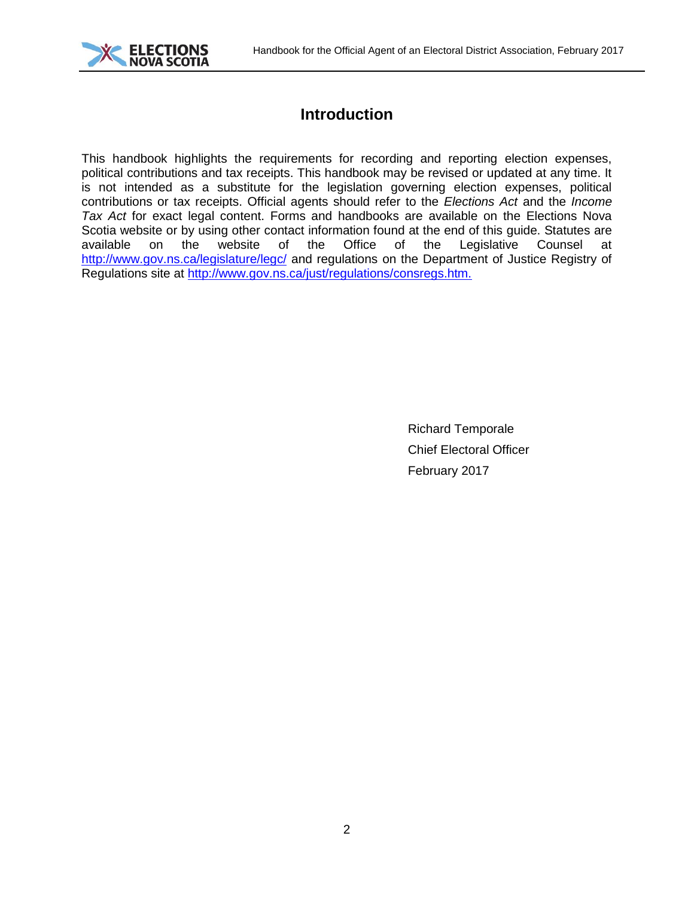# Introduction

This handbook highlights the requirements for recording and reporting election expenses, political contributions and tax receipts. This handbook may be revised or updated at any time. It is not intended as a substitute for the legislation governing election expenses, political contributions or tax receipts. Official agents should refer to the *Elections Act* and the *Income Tax Act* for exact legal content. Forms and handbooks are available on the Elections Nova Scotia website or by using other contact information found at the end of this guide. Statutes are available on the website of the Office of the Legislative Counsel at http://www.gov.ns.ca/legislature/legc/ and regulations on the Department of Justice Registry of Regulations site at http://www.gov.ns.ca/just/regulations/consregs.htm.

Richard Temporale

Chief Electoral Officer

February 2017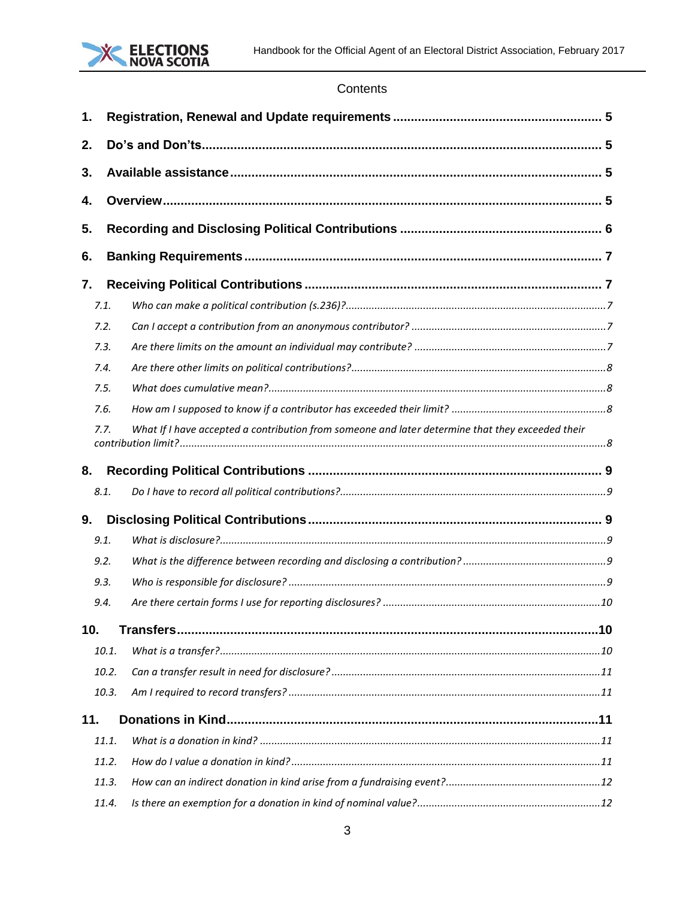Contents

1. **Registration, Renewal and Update requirements** ........ 5
2. **Do's and Don'ts** ........ 5
3. **Available assistance** ........ 5
4. **Overview** ........ 5
5. **Recording and Disclosing Political Contributions** ........ 6
6. **Banking Requirements** ........ 7
7. **Receiving Political Contributions** ........ 7
   - 7.1. *Who can make a political contribution (s.236)?* ........ 7
   - 7.2. *Can I accept a contribution from an anonymous contributor?* ........ 7
   - 7.3. *Are there limits on the amount an individual may contribute?* ........ 7
   - 7.4. *Are there other limits on political contributions?* ........ 8
   - 7.5. *What does cumulative mean?* ........ 8
   - 7.6. *How am I supposed to know if a contributor has exceeded their limit?* ........ 8
   - 7.7. *What If I have accepted a contribution from someone and later determine that they exceeded their contribution limit?* ........ 8
8. **Recording Political Contributions** ........ 9
   - 8.1. *Do I have to record all political contributions?* ........ 9
9. **Disclosing Political Contributions** ........ 9
   - 9.1. *What is disclosure?* ........ 9
   - 9.2. *What is the difference between recording and disclosing a contribution?* ........ 9
   - 9.3. *Who is responsible for disclosure?* ........ 9
   - 9.4. *Are there certain forms I use for reporting disclosures?* ........ 10
10. **Transfers** ........ 10
    - 10.1. *What is a transfer?* ........ 10
    - 10.2. *Can a transfer result in need for disclosure?* ........ 11
    - 10.3. *Am I required to record transfers?* ........ 11
11. **Donations in Kind** ........ 11
    - 11.1. *What is a donation in kind?* ........ 11
    - 11.2. *How do I value a donation in kind?* ........ 11
    - 11.3. *How can an indirect donation in kind arise from a fundraising event?* ........ 12
    - 11.4. *Is there an exemption for a donation in kind of nominal value?* ........ 12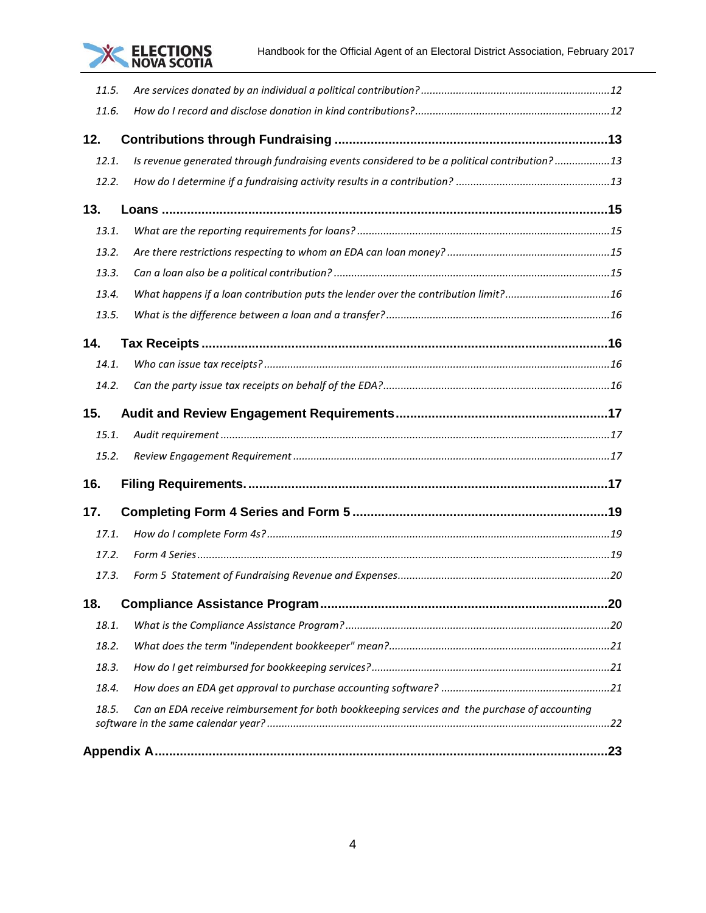11.5. *Are services donated by an individual a political contribution?* ........ 12

11.6. *How do I record and disclose donation in kind contributions?* ........ 12

**12. Contributions through Fundraising** ........ **13**

12.1. *Is revenue generated through fundraising events considered to be a political contribution?* ........ 13

12.2. *How do I determine if a fundraising activity results in a contribution?* ........ 13

**13. Loans** ........ **15**

13.1. *What are the reporting requirements for loans?* ........ 15

13.2. *Are there restrictions respecting to whom an EDA can loan money?* ........ 15

13.3. *Can a loan also be a political contribution?* ........ 15

13.4. *What happens if a loan contribution puts the lender over the contribution limit?* ........ 16

13.5. *What is the difference between a loan and a transfer?* ........ 16

**14. Tax Receipts** ........ **16**

14.1. *Who can issue tax receipts?* ........ 16

14.2. *Can the party issue tax receipts on behalf of the EDA?* ........ 16

**15. Audit and Review Engagement Requirements** ........ **17**

15.1. *Audit requirement* ........ 17

15.2. *Review Engagement Requirement* ........ 17

**16. Filing Requirements.** ........ **17**

**17. Completing Form 4 Series and Form 5** ........ **19**

17.1. *How do I complete Form 4s?* ........ 19

17.2. *Form 4 Series* ........ 19

17.3. *Form 5 Statement of Fundraising Revenue and Expenses* ........ 20

**18. Compliance Assistance Program** ........ **20**

18.1. *What is the Compliance Assistance Program?* ........ 20

18.2. *What does the term "independent bookkeeper" mean?* ........ 21

18.3. *How do I get reimbursed for bookkeeping services?* ........ 21

18.4. *How does an EDA get approval to purchase accounting software?* ........ 21

18.5. *Can an EDA receive reimbursement for both bookkeeping services and the purchase of accounting software in the same calendar year?* ........ 22

**Appendix A** ........ **23**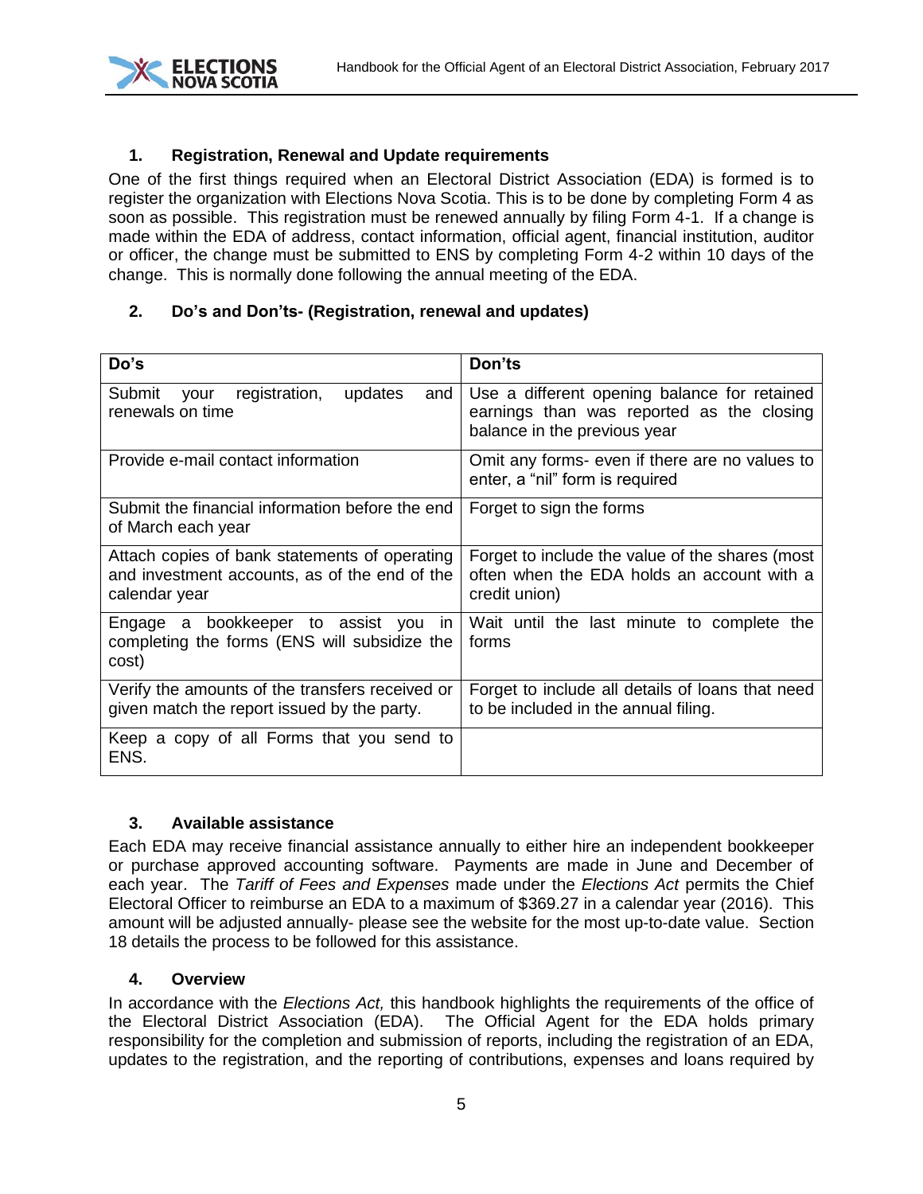## 1. Registration, Renewal and Update requirements

One of the first things required when an Electoral District Association (EDA) is formed is to register the organization with Elections Nova Scotia. This is to be done by completing Form 4 as soon as possible. This registration must be renewed annually by filing Form 4-1. If a change is made within the EDA of address, contact information, official agent, financial institution, auditor or officer, the change must be submitted to ENS by completing Form 4-2 within 10 days of the change. This is normally done following the annual meeting of the EDA.

## 2. Do's and Don'ts- (Registration, renewal and updates)

| Do's | Don'ts |
|---|---|
| Submit your registration, updates and renewals on time | Use a different opening balance for retained earnings than was reported as the closing balance in the previous year |
| Provide e-mail contact information | Omit any forms- even if there are no values to enter, a "nil" form is required |
| Submit the financial information before the end of March each year | Forget to sign the forms |
| Attach copies of bank statements of operating and investment accounts, as of the end of the calendar year | Forget to include the value of the shares (most often when the EDA holds an account with a credit union) |
| Engage a bookkeeper to assist you in completing the forms (ENS will subsidize the cost) | Wait until the last minute to complete the forms |
| Verify the amounts of the transfers received or given match the report issued by the party. | Forget to include all details of loans that need to be included in the annual filing. |
| Keep a copy of all Forms that you send to ENS. | |

## 3. Available assistance

Each EDA may receive financial assistance annually to either hire an independent bookkeeper or purchase approved accounting software. Payments are made in June and December of each year. The *Tariff of Fees and Expenses* made under the *Elections Act* permits the Chief Electoral Officer to reimburse an EDA to a maximum of $369.27 in a calendar year (2016). This amount will be adjusted annually- please see the website for the most up-to-date value. Section 18 details the process to be followed for this assistance.

## 4. Overview

In accordance with the *Elections Act,* this handbook highlights the requirements of the office of the Electoral District Association (EDA). The Official Agent for the EDA holds primary responsibility for the completion and submission of reports, including the registration of an EDA, updates to the registration, and the reporting of contributions, expenses and loans required by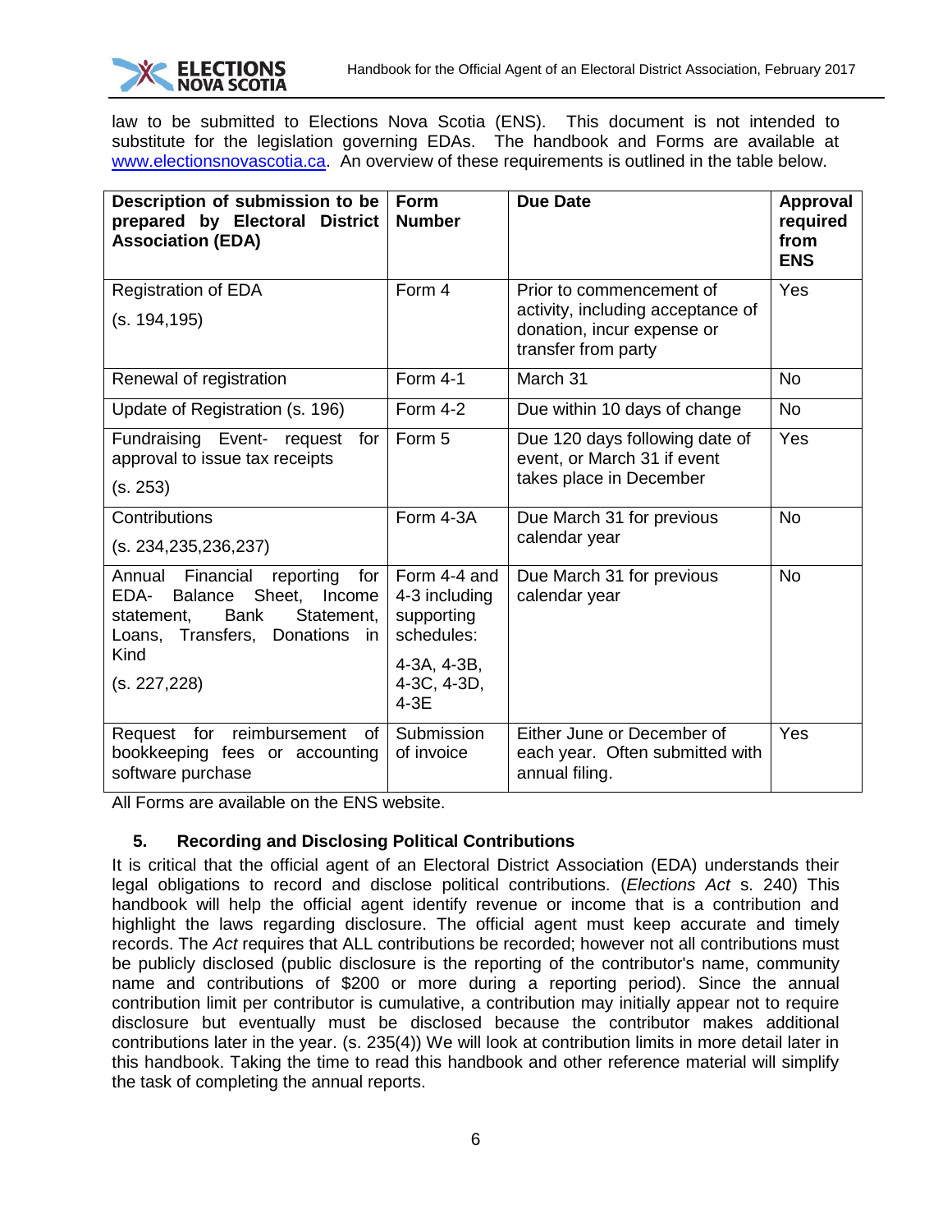law to be submitted to Elections Nova Scotia (ENS). This document is not intended to substitute for the legislation governing EDAs. The handbook and Forms are available at www.electionsnovascotia.ca. An overview of these requirements is outlined in the table below.

| Description of submission to be prepared by Electoral District Association (EDA) | Form Number | Due Date | Approval required from ENS |
|---|---|---|---|
| Registration of EDA<br>(s. 194,195) | Form 4 | Prior to commencement of activity, including acceptance of donation, incur expense or transfer from party | Yes |
| Renewal of registration | Form 4-1 | March 31 | No |
| Update of Registration (s. 196) | Form 4-2 | Due within 10 days of change | No |
| Fundraising Event- request for approval to issue tax receipts<br>(s. 253) | Form 5 | Due 120 days following date of event, or March 31 if event takes place in December | Yes |
| Contributions<br>(s. 234,235,236,237) | Form 4-3A | Due March 31 for previous calendar year | No |
| Annual Financial reporting for EDA- Balance Sheet, Income statement, Bank Statement, Loans, Transfers, Donations in Kind<br>(s. 227,228) | Form 4-4 and 4-3 including supporting schedules:<br>4-3A, 4-3B, 4-3C, 4-3D, 4-3E | Due March 31 for previous calendar year | No |
| Request for reimbursement of bookkeeping fees or accounting software purchase | Submission of invoice | Either June or December of each year. Often submitted with annual filing. | Yes |

All Forms are available on the ENS website.

## 5. Recording and Disclosing Political Contributions

It is critical that the official agent of an Electoral District Association (EDA) understands their legal obligations to record and disclose political contributions. (*Elections Act* s. 240) This handbook will help the official agent identify revenue or income that is a contribution and highlight the laws regarding disclosure. The official agent must keep accurate and timely records. The *Act* requires that ALL contributions be recorded; however not all contributions must be publicly disclosed (public disclosure is the reporting of the contributor's name, community name and contributions of $200 or more during a reporting period). Since the annual contribution limit per contributor is cumulative, a contribution may initially appear not to require disclosure but eventually must be disclosed because the contributor makes additional contributions later in the year. (s. 235(4)) We will look at contribution limits in more detail later in this handbook. Taking the time to read this handbook and other reference material will simplify the task of completing the annual reports.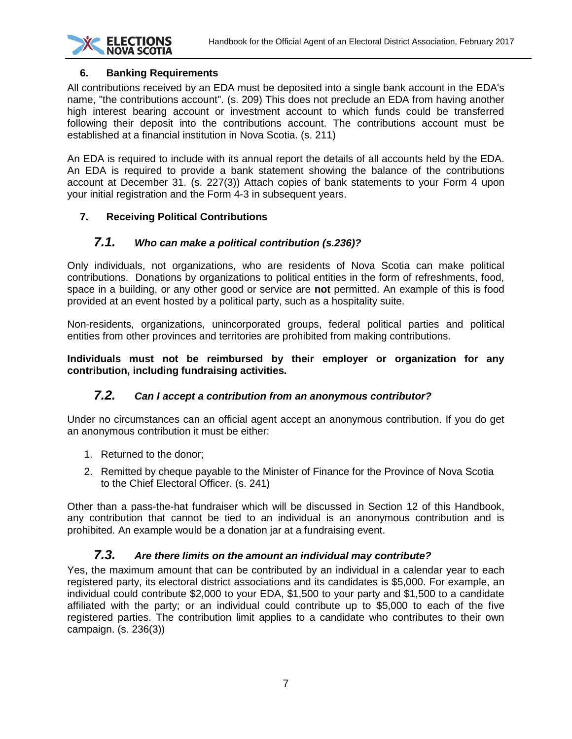## 6. Banking Requirements

All contributions received by an EDA must be deposited into a single bank account in the EDA's name, "the contributions account". (s. 209) This does not preclude an EDA from having another high interest bearing account or investment account to which funds could be transferred following their deposit into the contributions account. The contributions account must be established at a financial institution in Nova Scotia. (s. 211)

An EDA is required to include with its annual report the details of all accounts held by the EDA. An EDA is required to provide a bank statement showing the balance of the contributions account at December 31. (s. 227(3)) Attach copies of bank statements to your Form 4 upon your initial registration and the Form 4-3 in subsequent years.

## 7. Receiving Political Contributions

### 7.1. *Who can make a political contribution (s.236)?*

Only individuals, not organizations, who are residents of Nova Scotia can make political contributions. Donations by organizations to political entities in the form of refreshments, food, space in a building, or any other good or service are **not** permitted. An example of this is food provided at an event hosted by a political party, such as a hospitality suite.

Non-residents, organizations, unincorporated groups, federal political parties and political entities from other provinces and territories are prohibited from making contributions.

**Individuals must not be reimbursed by their employer or organization for any contribution, including fundraising activities.**

### 7.2. *Can I accept a contribution from an anonymous contributor?*

Under no circumstances can an official agent accept an anonymous contribution. If you do get an anonymous contribution it must be either:

1. Returned to the donor;
2. Remitted by cheque payable to the Minister of Finance for the Province of Nova Scotia to the Chief Electoral Officer. (s. 241)

Other than a pass-the-hat fundraiser which will be discussed in Section 12 of this Handbook, any contribution that cannot be tied to an individual is an anonymous contribution and is prohibited. An example would be a donation jar at a fundraising event.

### 7.3. *Are there limits on the amount an individual may contribute?*

Yes, the maximum amount that can be contributed by an individual in a calendar year to each registered party, its electoral district associations and its candidates is $5,000. For example, an individual could contribute $2,000 to your EDA, $1,500 to your party and $1,500 to a candidate affiliated with the party; or an individual could contribute up to $5,000 to each of the five registered parties. The contribution limit applies to a candidate who contributes to their own campaign. (s. 236(3))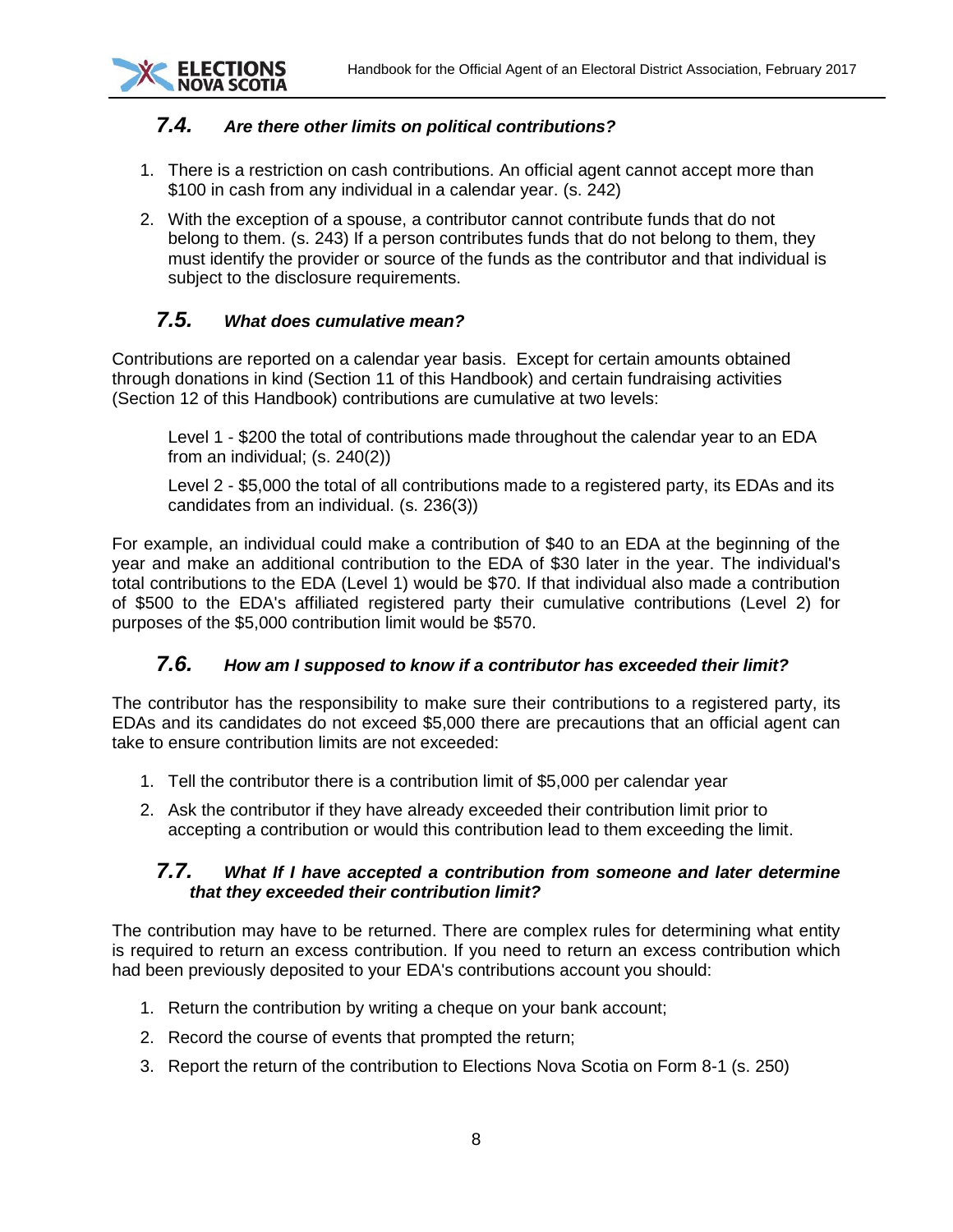### 7.4. *Are there other limits on political contributions?*

1. There is a restriction on cash contributions. An official agent cannot accept more than $100 in cash from any individual in a calendar year. (s. 242)
2. With the exception of a spouse, a contributor cannot contribute funds that do not belong to them. (s. 243) If a person contributes funds that do not belong to them, they must identify the provider or source of the funds as the contributor and that individual is subject to the disclosure requirements.

### 7.5. *What does cumulative mean?*

Contributions are reported on a calendar year basis. Except for certain amounts obtained through donations in kind (Section 11 of this Handbook) and certain fundraising activities (Section 12 of this Handbook) contributions are cumulative at two levels:

Level 1 - $200 the total of contributions made throughout the calendar year to an EDA from an individual; (s. 240(2))

Level 2 - $5,000 the total of all contributions made to a registered party, its EDAs and its candidates from an individual. (s. 236(3))

For example, an individual could make a contribution of $40 to an EDA at the beginning of the year and make an additional contribution to the EDA of $30 later in the year. The individual's total contributions to the EDA (Level 1) would be $70. If that individual also made a contribution of $500 to the EDA's affiliated registered party their cumulative contributions (Level 2) for purposes of the $5,000 contribution limit would be $570.

### 7.6. *How am I supposed to know if a contributor has exceeded their limit?*

The contributor has the responsibility to make sure their contributions to a registered party, its EDAs and its candidates do not exceed $5,000 there are precautions that an official agent can take to ensure contribution limits are not exceeded:

1. Tell the contributor there is a contribution limit of $5,000 per calendar year
2. Ask the contributor if they have already exceeded their contribution limit prior to accepting a contribution or would this contribution lead to them exceeding the limit.

### 7.7. *What If I have accepted a contribution from someone and later determine that they exceeded their contribution limit?*

The contribution may have to be returned. There are complex rules for determining what entity is required to return an excess contribution. If you need to return an excess contribution which had been previously deposited to your EDA's contributions account you should:

1. Return the contribution by writing a cheque on your bank account;
2. Record the course of events that prompted the return;
3. Report the return of the contribution to Elections Nova Scotia on Form 8-1 (s. 250)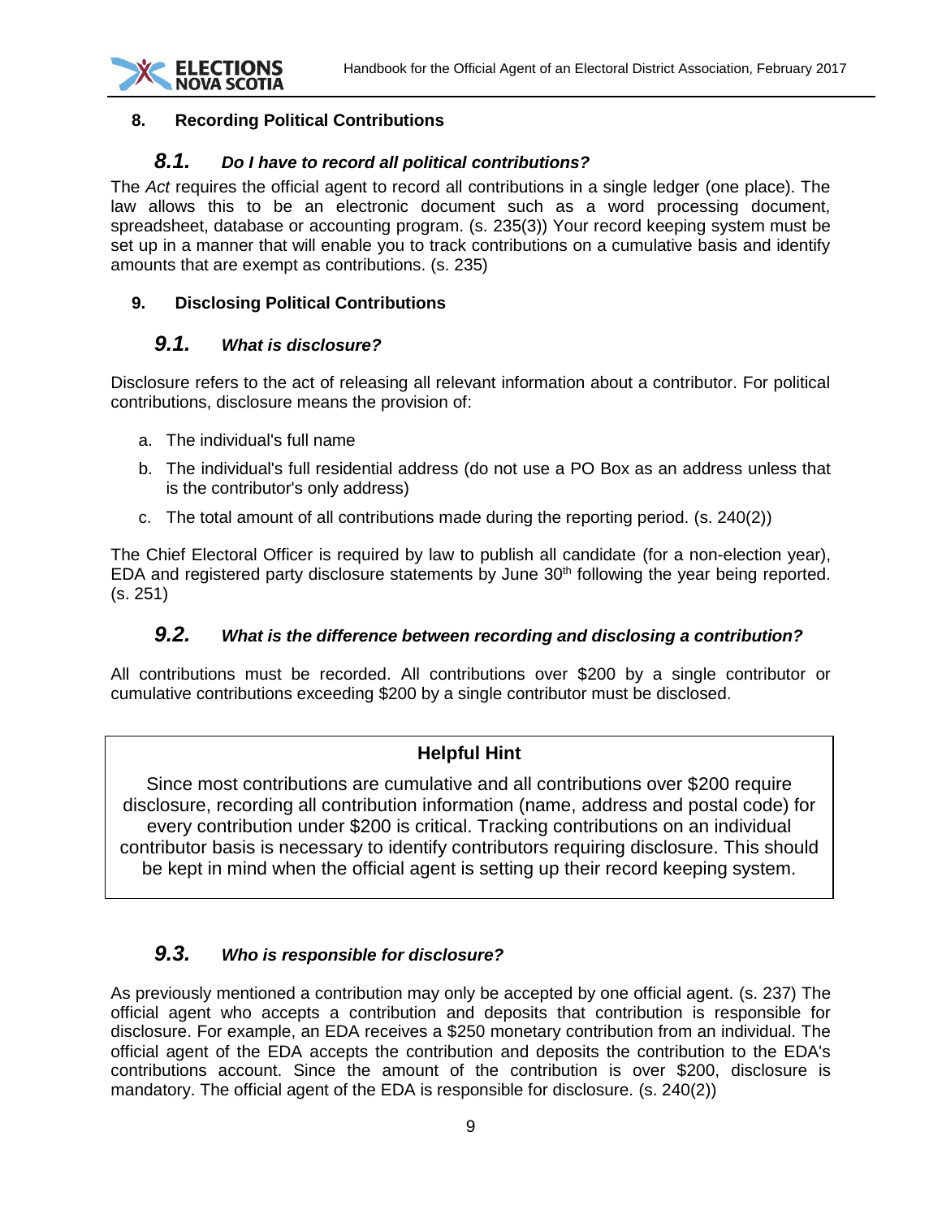## 8. Recording Political Contributions

### *8.1. Do I have to record all political contributions?*

The *Act* requires the official agent to record all contributions in a single ledger (one place). The law allows this to be an electronic document such as a word processing document, spreadsheet, database or accounting program. (s. 235(3)) Your record keeping system must be set up in a manner that will enable you to track contributions on a cumulative basis and identify amounts that are exempt as contributions. (s. 235)

## 9. Disclosing Political Contributions

### *9.1. What is disclosure?*

Disclosure refers to the act of releasing all relevant information about a contributor. For political contributions, disclosure means the provision of:

a. The individual's full name

b. The individual's full residential address (do not use a PO Box as an address unless that is the contributor's only address)

c. The total amount of all contributions made during the reporting period. (s. 240(2))

The Chief Electoral Officer is required by law to publish all candidate (for a non-election year), EDA and registered party disclosure statements by June 30th following the year being reported. (s. 251)

### *9.2. What is the difference between recording and disclosing a contribution?*

All contributions must be recorded. All contributions over $200 by a single contributor or cumulative contributions exceeding $200 by a single contributor must be disclosed.

> **Helpful Hint**
>
> Since most contributions are cumulative and all contributions over $200 require disclosure, recording all contribution information (name, address and postal code) for every contribution under $200 is critical. Tracking contributions on an individual contributor basis is necessary to identify contributors requiring disclosure. This should be kept in mind when the official agent is setting up their record keeping system.

### *9.3. Who is responsible for disclosure?*

As previously mentioned a contribution may only be accepted by one official agent. (s. 237) The official agent who accepts a contribution and deposits that contribution is responsible for disclosure. For example, an EDA receives a $250 monetary contribution from an individual. The official agent of the EDA accepts the contribution and deposits the contribution to the EDA's contributions account. Since the amount of the contribution is over $200, disclosure is mandatory. The official agent of the EDA is responsible for disclosure. (s. 240(2))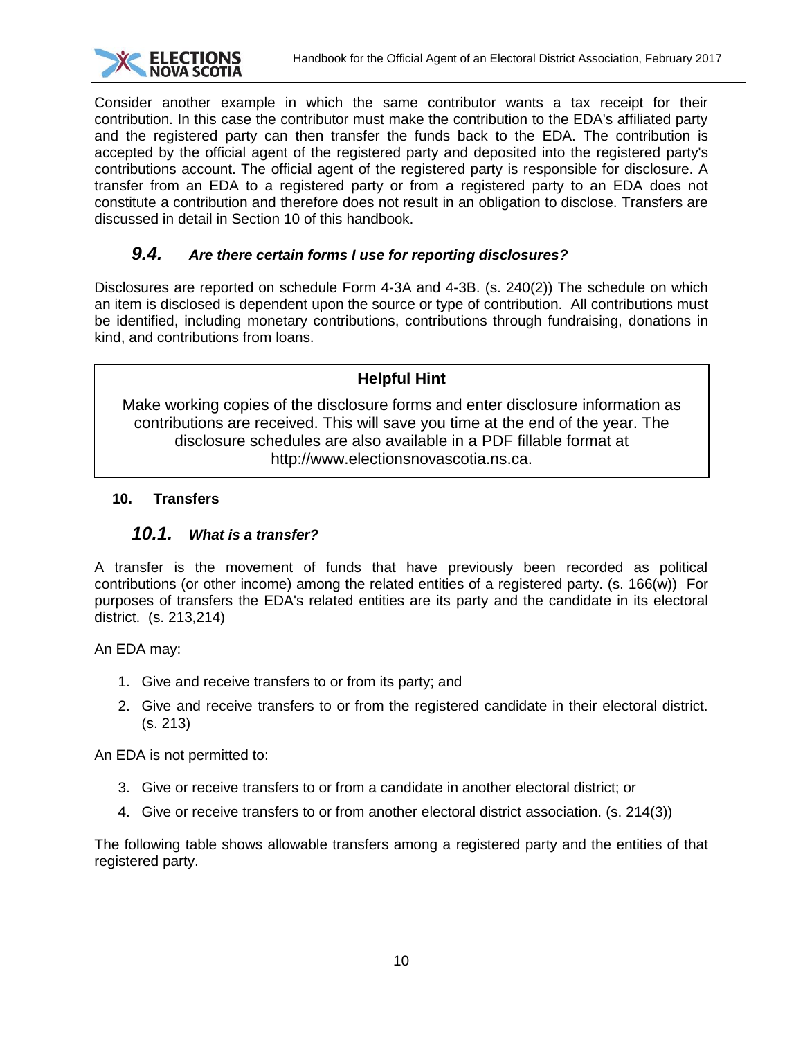Consider another example in which the same contributor wants a tax receipt for their contribution. In this case the contributor must make the contribution to the EDA's affiliated party and the registered party can then transfer the funds back to the EDA. The contribution is accepted by the official agent of the registered party and deposited into the registered party's contributions account. The official agent of the registered party is responsible for disclosure. A transfer from an EDA to a registered party or from a registered party to an EDA does not constitute a contribution and therefore does not result in an obligation to disclose. Transfers are discussed in detail in Section 10 of this handbook.

### *9.4. Are there certain forms I use for reporting disclosures?*

Disclosures are reported on schedule Form 4-3A and 4-3B. (s. 240(2)) The schedule on which an item is disclosed is dependent upon the source or type of contribution. All contributions must be identified, including monetary contributions, contributions through fundraising, donations in kind, and contributions from loans.

> **Helpful Hint**
>
> Make working copies of the disclosure forms and enter disclosure information as contributions are received. This will save you time at the end of the year. The disclosure schedules are also available in a PDF fillable format at http://www.electionsnovascotia.ns.ca.

## 10. Transfers

### *10.1. What is a transfer?*

A transfer is the movement of funds that have previously been recorded as political contributions (or other income) among the related entities of a registered party. (s. 166(w)) For purposes of transfers the EDA's related entities are its party and the candidate in its electoral district. (s. 213,214)

An EDA may:

1. Give and receive transfers to or from its party; and
2. Give and receive transfers to or from the registered candidate in their electoral district. (s. 213)

An EDA is not permitted to:

3. Give or receive transfers to or from a candidate in another electoral district; or
4. Give or receive transfers to or from another electoral district association. (s. 214(3))

The following table shows allowable transfers among a registered party and the entities of that registered party.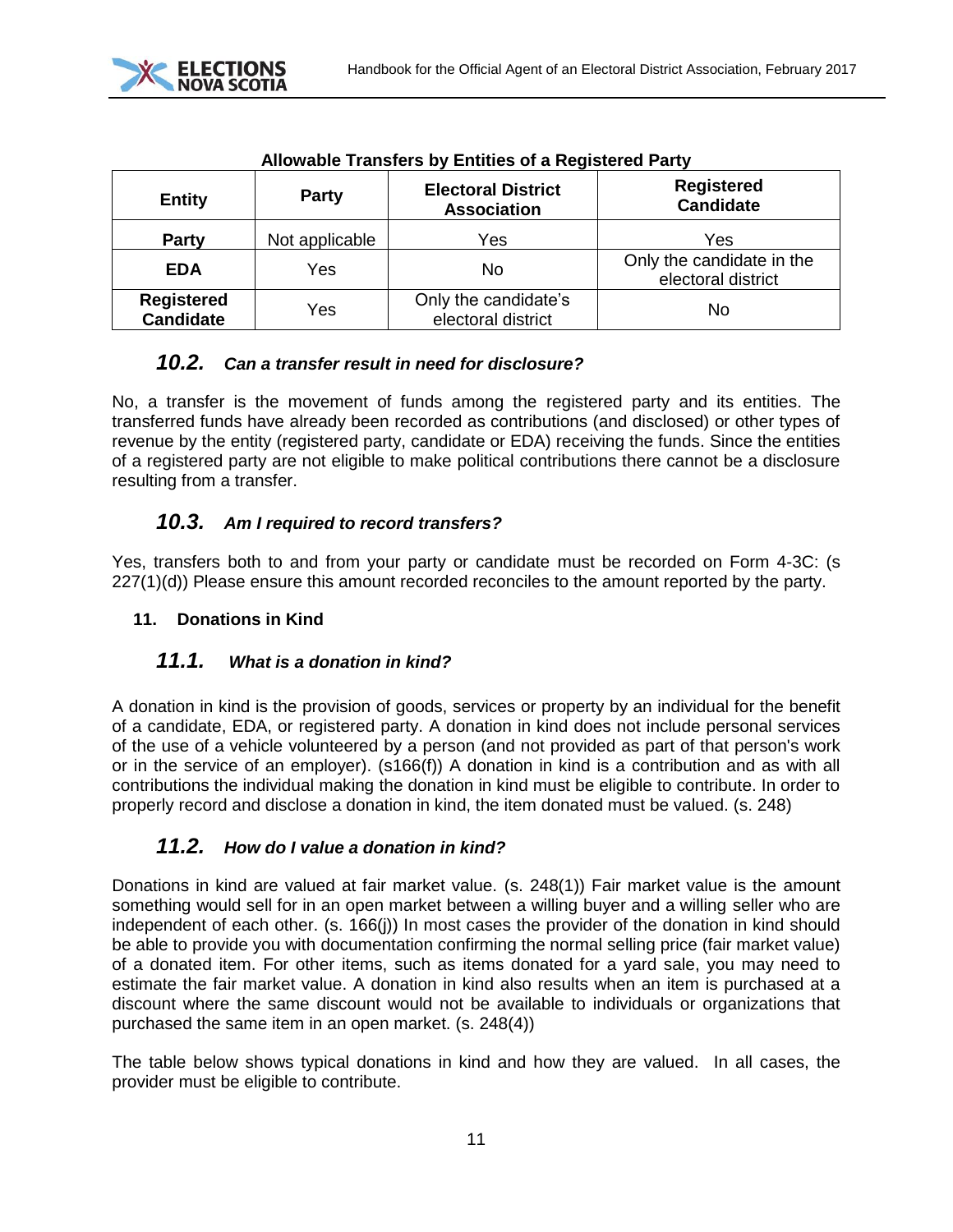**Allowable Transfers by Entities of a Registered Party**

| Entity | Party | Electoral District Association | Registered Candidate |
|---|---|---|---|
| **Party** | Not applicable | Yes | Yes |
| **EDA** | Yes | No | Only the candidate in the electoral district |
| **Registered Candidate** | Yes | Only the candidate's electoral district | No |

### *10.2. Can a transfer result in need for disclosure?*

No, a transfer is the movement of funds among the registered party and its entities. The transferred funds have already been recorded as contributions (and disclosed) or other types of revenue by the entity (registered party, candidate or EDA) receiving the funds. Since the entities of a registered party are not eligible to make political contributions there cannot be a disclosure resulting from a transfer.

### *10.3. Am I required to record transfers?*

Yes, transfers both to and from your party or candidate must be recorded on Form 4-3C: (s 227(1)(d)) Please ensure this amount recorded reconciles to the amount reported by the party.

## 11. Donations in Kind

### *11.1. What is a donation in kind?*

A donation in kind is the provision of goods, services or property by an individual for the benefit of a candidate, EDA, or registered party. A donation in kind does not include personal services of the use of a vehicle volunteered by a person (and not provided as part of that person's work or in the service of an employer). (s166(f)) A donation in kind is a contribution and as with all contributions the individual making the donation in kind must be eligible to contribute. In order to properly record and disclose a donation in kind, the item donated must be valued. (s. 248)

### *11.2. How do I value a donation in kind?*

Donations in kind are valued at fair market value. (s. 248(1)) Fair market value is the amount something would sell for in an open market between a willing buyer and a willing seller who are independent of each other. (s. 166(j)) In most cases the provider of the donation in kind should be able to provide you with documentation confirming the normal selling price (fair market value) of a donated item. For other items, such as items donated for a yard sale, you may need to estimate the fair market value. A donation in kind also results when an item is purchased at a discount where the same discount would not be available to individuals or organizations that purchased the same item in an open market. (s. 248(4))

The table below shows typical donations in kind and how they are valued. In all cases, the provider must be eligible to contribute.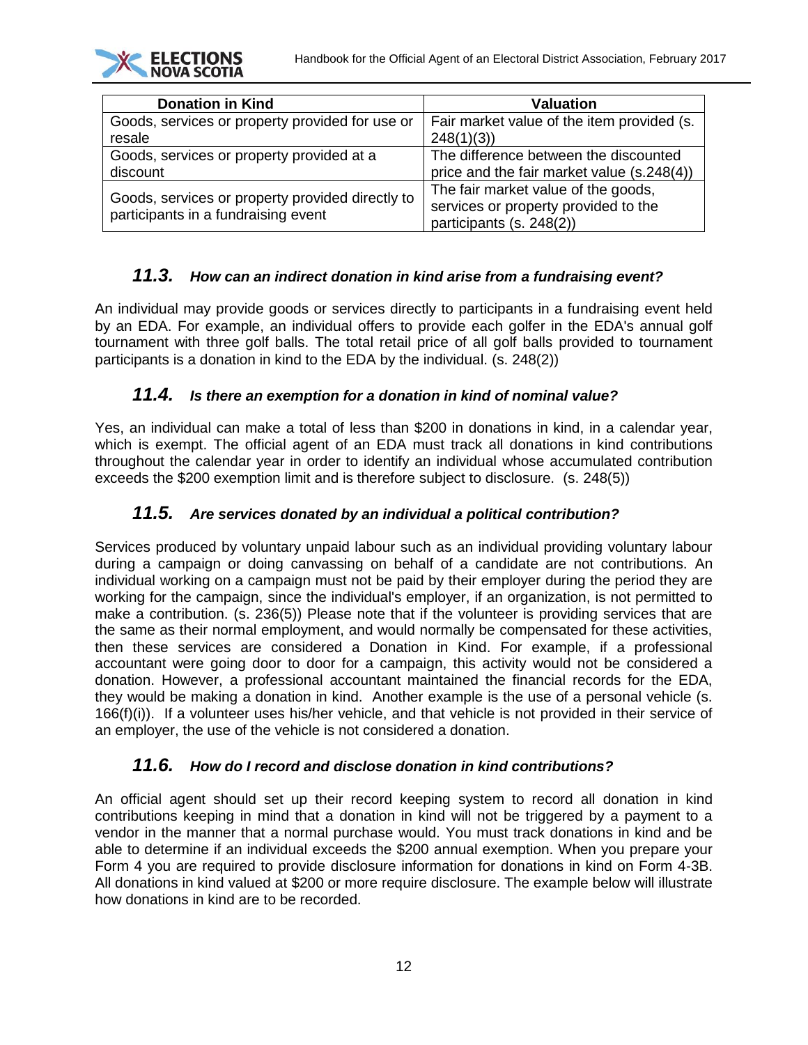| Donation in Kind | Valuation |
| --- | --- |
| Goods, services or property provided for use or resale | Fair market value of the item provided (s. 248(1)(3)) |
| Goods, services or property provided at a discount | The difference between the discounted price and the fair market value (s.248(4)) |
| Goods, services or property provided directly to participants in a fundraising event | The fair market value of the goods, services or property provided to the participants (s. 248(2)) |

### *11.3. How can an indirect donation in kind arise from a fundraising event?*

An individual may provide goods or services directly to participants in a fundraising event held by an EDA. For example, an individual offers to provide each golfer in the EDA's annual golf tournament with three golf balls. The total retail price of all golf balls provided to tournament participants is a donation in kind to the EDA by the individual. (s. 248(2))

### *11.4. Is there an exemption for a donation in kind of nominal value?*

Yes, an individual can make a total of less than $200 in donations in kind, in a calendar year, which is exempt. The official agent of an EDA must track all donations in kind contributions throughout the calendar year in order to identify an individual whose accumulated contribution exceeds the $200 exemption limit and is therefore subject to disclosure. (s. 248(5))

### *11.5. Are services donated by an individual a political contribution?*

Services produced by voluntary unpaid labour such as an individual providing voluntary labour during a campaign or doing canvassing on behalf of a candidate are not contributions. An individual working on a campaign must not be paid by their employer during the period they are working for the campaign, since the individual's employer, if an organization, is not permitted to make a contribution. (s. 236(5)) Please note that if the volunteer is providing services that are the same as their normal employment, and would normally be compensated for these activities, then these services are considered a Donation in Kind. For example, if a professional accountant were going door to door for a campaign, this activity would not be considered a donation. However, a professional accountant maintained the financial records for the EDA, they would be making a donation in kind. Another example is the use of a personal vehicle (s. 166(f)(i)). If a volunteer uses his/her vehicle, and that vehicle is not provided in their service of an employer, the use of the vehicle is not considered a donation.

### *11.6. How do I record and disclose donation in kind contributions?*

An official agent should set up their record keeping system to record all donation in kind contributions keeping in mind that a donation in kind will not be triggered by a payment to a vendor in the manner that a normal purchase would. You must track donations in kind and be able to determine if an individual exceeds the $200 annual exemption. When you prepare your Form 4 you are required to provide disclosure information for donations in kind on Form 4-3B. All donations in kind valued at $200 or more require disclosure. The example below will illustrate how donations in kind are to be recorded.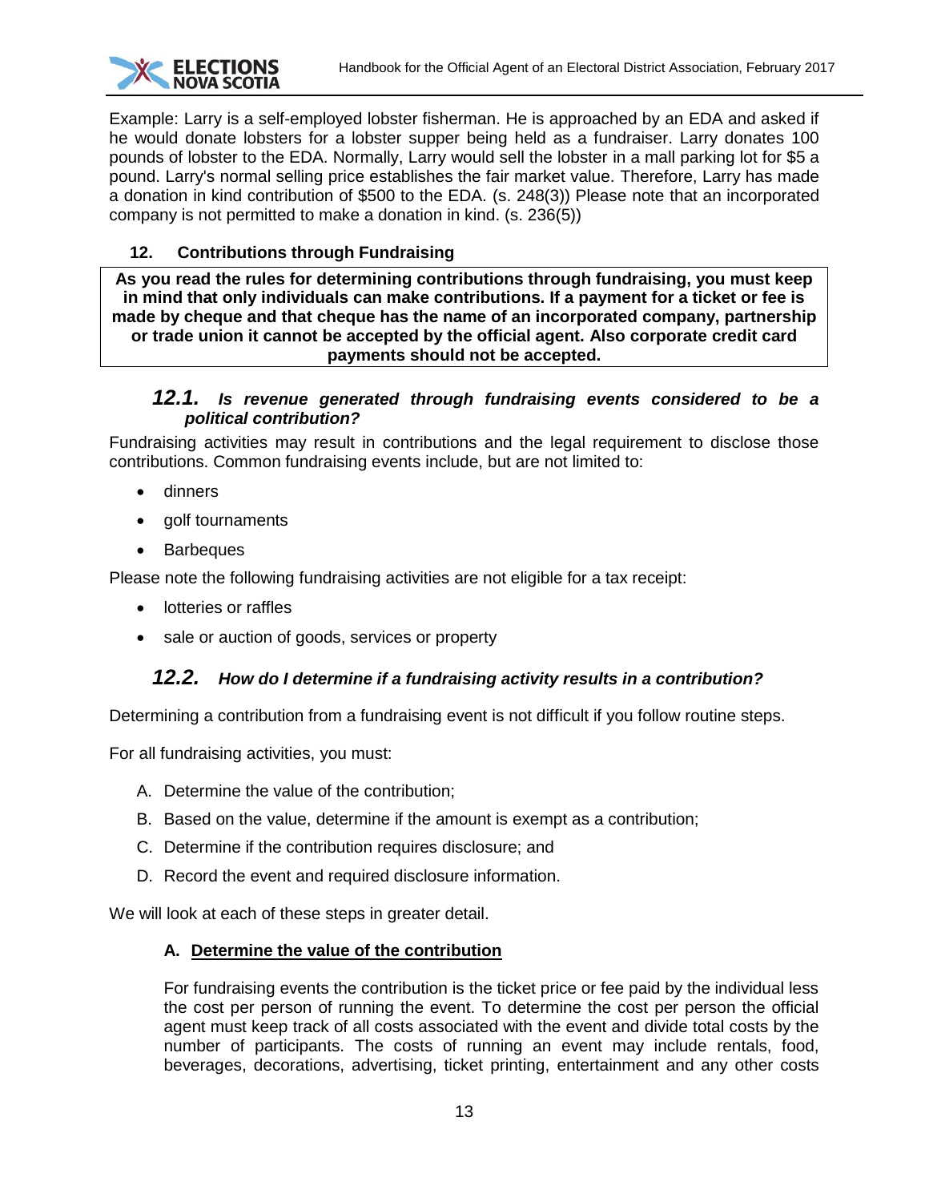Example: Larry is a self-employed lobster fisherman. He is approached by an EDA and asked if he would donate lobsters for a lobster supper being held as a fundraiser. Larry donates 100 pounds of lobster to the EDA. Normally, Larry would sell the lobster in a mall parking lot for $5 a pound. Larry's normal selling price establishes the fair market value. Therefore, Larry has made a donation in kind contribution of $500 to the EDA. (s. 248(3)) Please note that an incorporated company is not permitted to make a donation in kind. (s. 236(5))

## 12. Contributions through Fundraising

**As you read the rules for determining contributions through fundraising, you must keep in mind that only individuals can make contributions. If a payment for a ticket or fee is made by cheque and that cheque has the name of an incorporated company, partnership or trade union it cannot be accepted by the official agent. Also corporate credit card payments should not be accepted.**

### *12.1. Is revenue generated through fundraising events considered to be a political contribution?*

Fundraising activities may result in contributions and the legal requirement to disclose those contributions. Common fundraising events include, but are not limited to:

- dinners
- golf tournaments
- Barbeques

Please note the following fundraising activities are not eligible for a tax receipt:

- lotteries or raffles
- sale or auction of goods, services or property

### *12.2. How do I determine if a fundraising activity results in a contribution?*

Determining a contribution from a fundraising event is not difficult if you follow routine steps.

For all fundraising activities, you must:

A. Determine the value of the contribution;
B. Based on the value, determine if the amount is exempt as a contribution;
C. Determine if the contribution requires disclosure; and
D. Record the event and required disclosure information.

We will look at each of these steps in greater detail.

**A. <u>Determine the value of the contribution</u>**

For fundraising events the contribution is the ticket price or fee paid by the individual less the cost per person of running the event. To determine the cost per person the official agent must keep track of all costs associated with the event and divide total costs by the number of participants. The costs of running an event may include rentals, food, beverages, decorations, advertising, ticket printing, entertainment and any other costs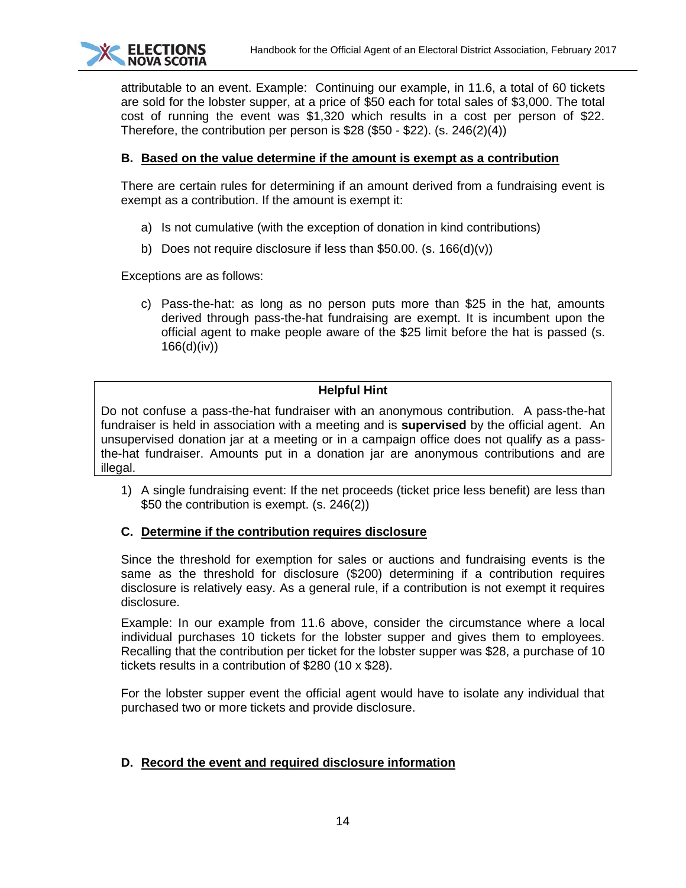attributable to an event. Example: Continuing our example, in 11.6, a total of 60 tickets are sold for the lobster supper, at a price of $50 each for total sales of $3,000. The total cost of running the event was $1,320 which results in a cost per person of $22. Therefore, the contribution per person is $28 ($50 - $22). (s. 246(2)(4))

**B. <u>Based on the value determine if the amount is exempt as a contribution</u>**

There are certain rules for determining if an amount derived from a fundraising event is exempt as a contribution. If the amount is exempt it:

a) Is not cumulative (with the exception of donation in kind contributions)

b) Does not require disclosure if less than $50.00. (s. 166(d)(v))

Exceptions are as follows:

c) Pass-the-hat: as long as no person puts more than $25 in the hat, amounts derived through pass-the-hat fundraising are exempt. It is incumbent upon the official agent to make people aware of the $25 limit before the hat is passed (s. 166(d)(iv))

> **Helpful Hint**
>
> Do not confuse a pass-the-hat fundraiser with an anonymous contribution. A pass-the-hat fundraiser is held in association with a meeting and is **supervised** by the official agent. An unsupervised donation jar at a meeting or in a campaign office does not qualify as a pass-the-hat fundraiser. Amounts put in a donation jar are anonymous contributions and are illegal.

1) A single fundraising event: If the net proceeds (ticket price less benefit) are less than $50 the contribution is exempt. (s. 246(2))

**C. <u>Determine if the contribution requires disclosure</u>**

Since the threshold for exemption for sales or auctions and fundraising events is the same as the threshold for disclosure ($200) determining if a contribution requires disclosure is relatively easy. As a general rule, if a contribution is not exempt it requires disclosure.

Example: In our example from 11.6 above, consider the circumstance where a local individual purchases 10 tickets for the lobster supper and gives them to employees. Recalling that the contribution per ticket for the lobster supper was $28, a purchase of 10 tickets results in a contribution of $280 (10 x $28).

For the lobster supper event the official agent would have to isolate any individual that purchased two or more tickets and provide disclosure.

**D. <u>Record the event and required disclosure information</u>**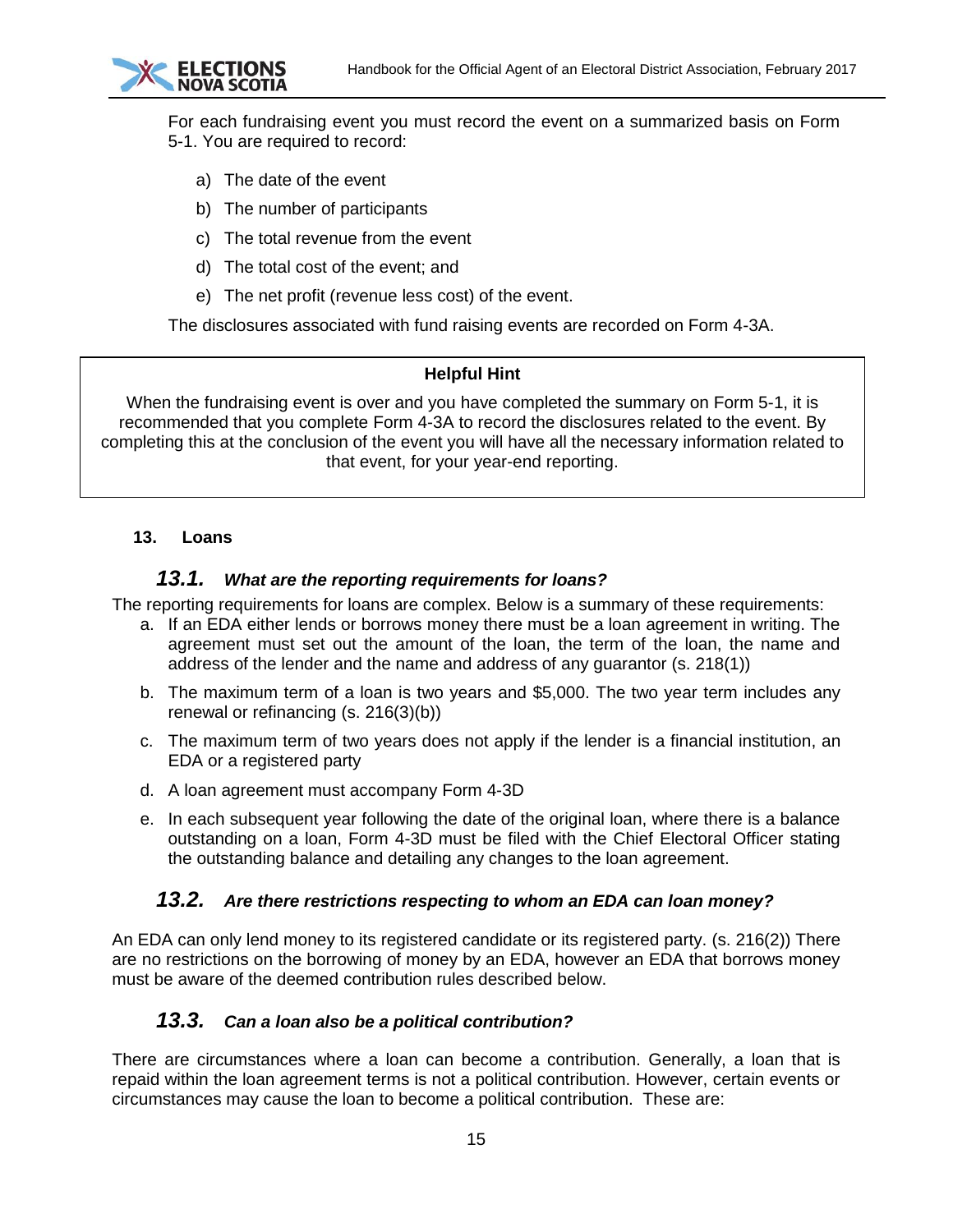For each fundraising event you must record the event on a summarized basis on Form 5-1. You are required to record:

a) The date of the event
b) The number of participants
c) The total revenue from the event
d) The total cost of the event; and
e) The net profit (revenue less cost) of the event.

The disclosures associated with fund raising events are recorded on Form 4-3A.

> **Helpful Hint**
>
> When the fundraising event is over and you have completed the summary on Form 5-1, it is recommended that you complete Form 4-3A to record the disclosures related to the event. By completing this at the conclusion of the event you will have all the necessary information related to that event, for your year-end reporting.

## 13. Loans

### 13.1. *What are the reporting requirements for loans?*

The reporting requirements for loans are complex. Below is a summary of these requirements:

a. If an EDA either lends or borrows money there must be a loan agreement in writing. The agreement must set out the amount of the loan, the term of the loan, the name and address of the lender and the name and address of any guarantor (s. 218(1))
b. The maximum term of a loan is two years and $5,000. The two year term includes any renewal or refinancing (s. 216(3)(b))
c. The maximum term of two years does not apply if the lender is a financial institution, an EDA or a registered party
d. A loan agreement must accompany Form 4-3D
e. In each subsequent year following the date of the original loan, where there is a balance outstanding on a loan, Form 4-3D must be filed with the Chief Electoral Officer stating the outstanding balance and detailing any changes to the loan agreement.

### 13.2. *Are there restrictions respecting to whom an EDA can loan money?*

An EDA can only lend money to its registered candidate or its registered party. (s. 216(2)) There are no restrictions on the borrowing of money by an EDA, however an EDA that borrows money must be aware of the deemed contribution rules described below.

### 13.3. *Can a loan also be a political contribution?*

There are circumstances where a loan can become a contribution. Generally, a loan that is repaid within the loan agreement terms is not a political contribution. However, certain events or circumstances may cause the loan to become a political contribution. These are: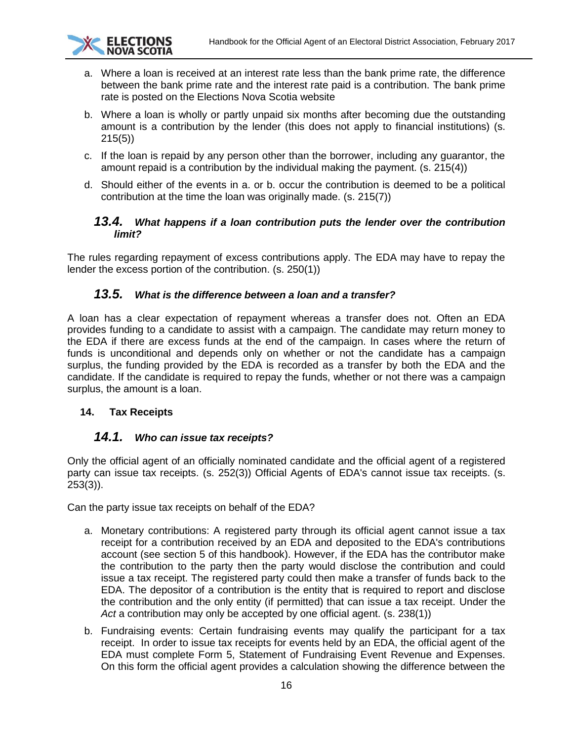a. Where a loan is received at an interest rate less than the bank prime rate, the difference between the bank prime rate and the interest rate paid is a contribution. The bank prime rate is posted on the Elections Nova Scotia website

b. Where a loan is wholly or partly unpaid six months after becoming due the outstanding amount is a contribution by the lender (this does not apply to financial institutions) (s. 215(5))

c. If the loan is repaid by any person other than the borrower, including any guarantor, the amount repaid is a contribution by the individual making the payment. (s. 215(4))

d. Should either of the events in a. or b. occur the contribution is deemed to be a political contribution at the time the loan was originally made. (s. 215(7))

### 13.4. *What happens if a loan contribution puts the lender over the contribution limit?*

The rules regarding repayment of excess contributions apply. The EDA may have to repay the lender the excess portion of the contribution. (s. 250(1))

### 13.5. *What is the difference between a loan and a transfer?*

A loan has a clear expectation of repayment whereas a transfer does not. Often an EDA provides funding to a candidate to assist with a campaign. The candidate may return money to the EDA if there are excess funds at the end of the campaign. In cases where the return of funds is unconditional and depends only on whether or not the candidate has a campaign surplus, the funding provided by the EDA is recorded as a transfer by both the EDA and the candidate. If the candidate is required to repay the funds, whether or not there was a campaign surplus, the amount is a loan.

## 14. Tax Receipts

### 14.1. *Who can issue tax receipts?*

Only the official agent of an officially nominated candidate and the official agent of a registered party can issue tax receipts. (s. 252(3)) Official Agents of EDA's cannot issue tax receipts. (s. 253(3)).

Can the party issue tax receipts on behalf of the EDA?

a. Monetary contributions: A registered party through its official agent cannot issue a tax receipt for a contribution received by an EDA and deposited to the EDA's contributions account (see section 5 of this handbook). However, if the EDA has the contributor make the contribution to the party then the party would disclose the contribution and could issue a tax receipt. The registered party could then make a transfer of funds back to the EDA. The depositor of a contribution is the entity that is required to report and disclose the contribution and the only entity (if permitted) that can issue a tax receipt. Under the *Act* a contribution may only be accepted by one official agent. (s. 238(1))

b. Fundraising events: Certain fundraising events may qualify the participant for a tax receipt. In order to issue tax receipts for events held by an EDA, the official agent of the EDA must complete Form 5, Statement of Fundraising Event Revenue and Expenses. On this form the official agent provides a calculation showing the difference between the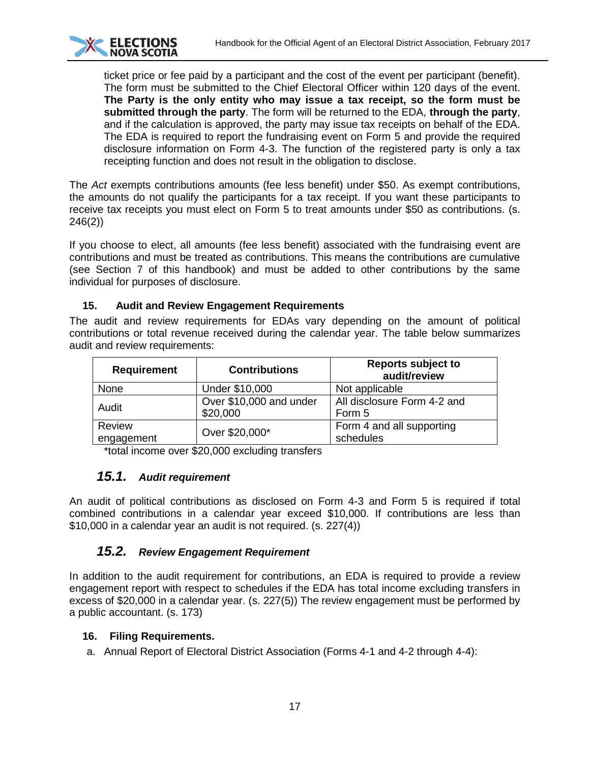ticket price or fee paid by a participant and the cost of the event per participant (benefit). The form must be submitted to the Chief Electoral Officer within 120 days of the event. **The Party is the only entity who may issue a tax receipt, so the form must be submitted through the party**. The form will be returned to the EDA, **through the party**, and if the calculation is approved, the party may issue tax receipts on behalf of the EDA. The EDA is required to report the fundraising event on Form 5 and provide the required disclosure information on Form 4-3. The function of the registered party is only a tax receipting function and does not result in the obligation to disclose.

The *Act* exempts contributions amounts (fee less benefit) under $50. As exempt contributions, the amounts do not qualify the participants for a tax receipt. If you want these participants to receive tax receipts you must elect on Form 5 to treat amounts under $50 as contributions. (s. 246(2))

If you choose to elect, all amounts (fee less benefit) associated with the fundraising event are contributions and must be treated as contributions. This means the contributions are cumulative (see Section 7 of this handbook) and must be added to other contributions by the same individual for purposes of disclosure.

## 15. Audit and Review Engagement Requirements

The audit and review requirements for EDAs vary depending on the amount of political contributions or total revenue received during the calendar year. The table below summarizes audit and review requirements:

| Requirement | Contributions | Reports subject to audit/review |
|---|---|---|
| None | Under $10,000 | Not applicable |
| Audit | Over $10,000 and under $20,000 | All disclosure Form 4-2 and Form 5 |
| Review engagement | Over $20,000* | Form 4 and all supporting schedules |

*total income over $20,000 excluding transfers

### *15.1. Audit requirement*

An audit of political contributions as disclosed on Form 4-3 and Form 5 is required if total combined contributions in a calendar year exceed $10,000. If contributions are less than $10,000 in a calendar year an audit is not required. (s. 227(4))

### *15.2. Review Engagement Requirement*

In addition to the audit requirement for contributions, an EDA is required to provide a review engagement report with respect to schedules if the EDA has total income excluding transfers in excess of $20,000 in a calendar year. (s. 227(5)) The review engagement must be performed by a public accountant. (s. 173)

## 16. Filing Requirements.

a. Annual Report of Electoral District Association (Forms 4-1 and 4-2 through 4-4):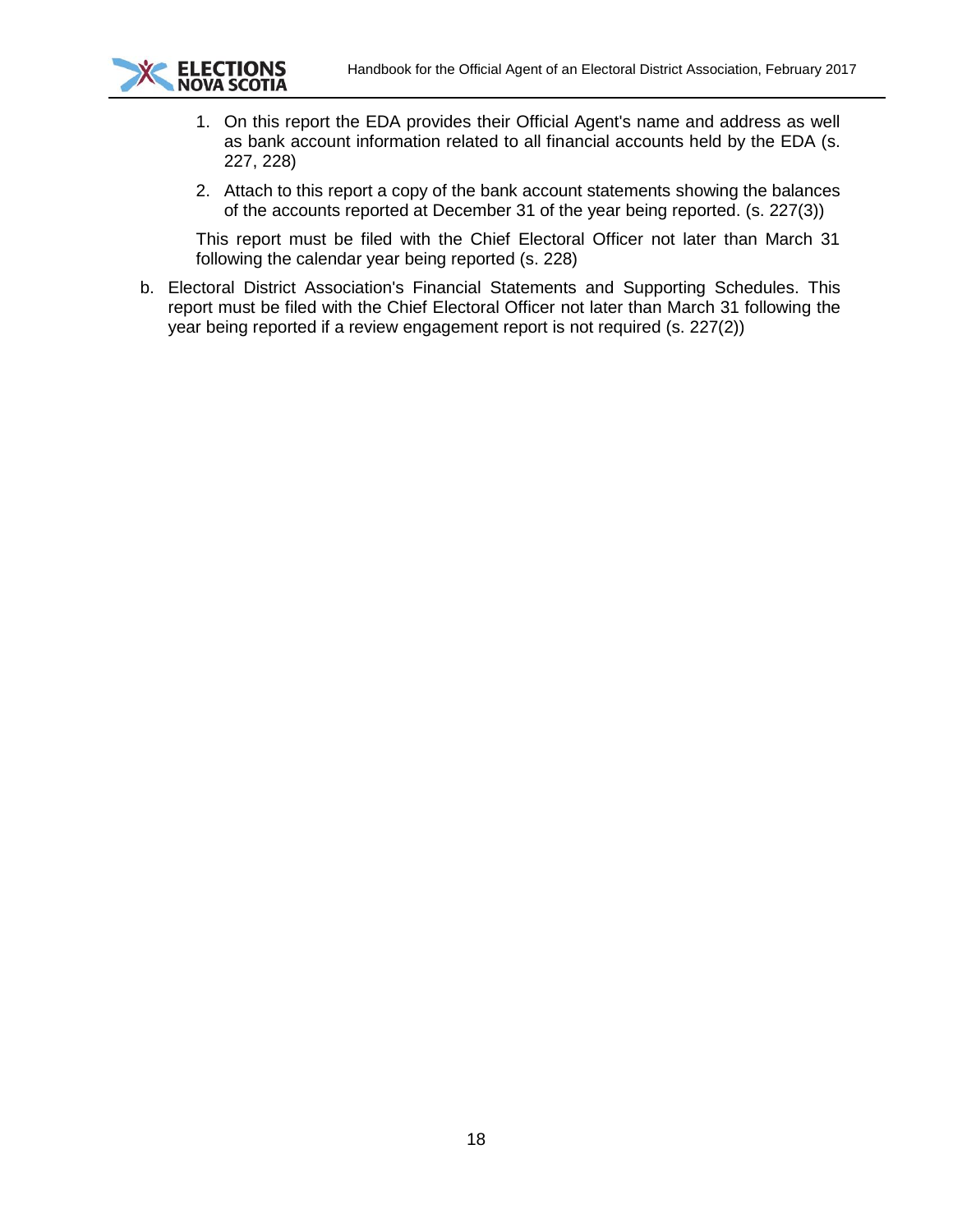1. On this report the EDA provides their Official Agent's name and address as well as bank account information related to all financial accounts held by the EDA (s. 227, 228)

2. Attach to this report a copy of the bank account statements showing the balances of the accounts reported at December 31 of the year being reported. (s. 227(3))

   This report must be filed with the Chief Electoral Officer not later than March 31 following the calendar year being reported (s. 228)

b. Electoral District Association's Financial Statements and Supporting Schedules. This report must be filed with the Chief Electoral Officer not later than March 31 following the year being reported if a review engagement report is not required (s. 227(2))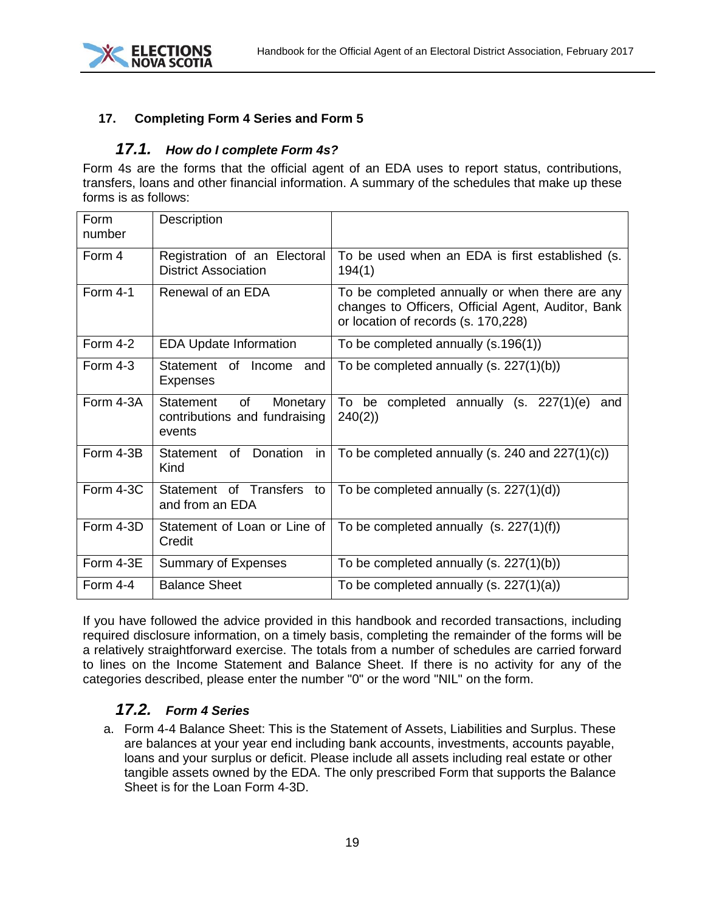## 17. Completing Form 4 Series and Form 5

### 17.1. *How do I complete Form 4s?*

Form 4s are the forms that the official agent of an EDA uses to report status, contributions, transfers, loans and other financial information. A summary of the schedules that make up these forms is as follows:

| Form number | Description | |
|---|---|---|
| Form 4 | Registration of an Electoral District Association | To be used when an EDA is first established (s. 194(1) |
| Form 4-1 | Renewal of an EDA | To be completed annually or when there are any changes to Officers, Official Agent, Auditor, Bank or location of records (s. 170,228) |
| Form 4-2 | EDA Update Information | To be completed annually (s.196(1)) |
| Form 4-3 | Statement of Income and Expenses | To be completed annually (s. 227(1)(b)) |
| Form 4-3A | Statement of Monetary contributions and fundraising events | To be completed annually (s. 227(1)(e) and 240(2)) |
| Form 4-3B | Statement of Donation in Kind | To be completed annually (s. 240 and 227(1)(c)) |
| Form 4-3C | Statement of Transfers to and from an EDA | To be completed annually (s. 227(1)(d)) |
| Form 4-3D | Statement of Loan or Line of Credit | To be completed annually (s. 227(1)(f)) |
| Form 4-3E | Summary of Expenses | To be completed annually (s. 227(1)(b)) |
| Form 4-4 | Balance Sheet | To be completed annually (s. 227(1)(a)) |

If you have followed the advice provided in this handbook and recorded transactions, including required disclosure information, on a timely basis, completing the remainder of the forms will be a relatively straightforward exercise. The totals from a number of schedules are carried forward to lines on the Income Statement and Balance Sheet. If there is no activity for any of the categories described, please enter the number "0" or the word "NIL" on the form.

### 17.2. *Form 4 Series*

a. Form 4-4 Balance Sheet: This is the Statement of Assets, Liabilities and Surplus. These are balances at your year end including bank accounts, investments, accounts payable, loans and your surplus or deficit. Please include all assets including real estate or other tangible assets owned by the EDA. The only prescribed Form that supports the Balance Sheet is for the Loan Form 4-3D.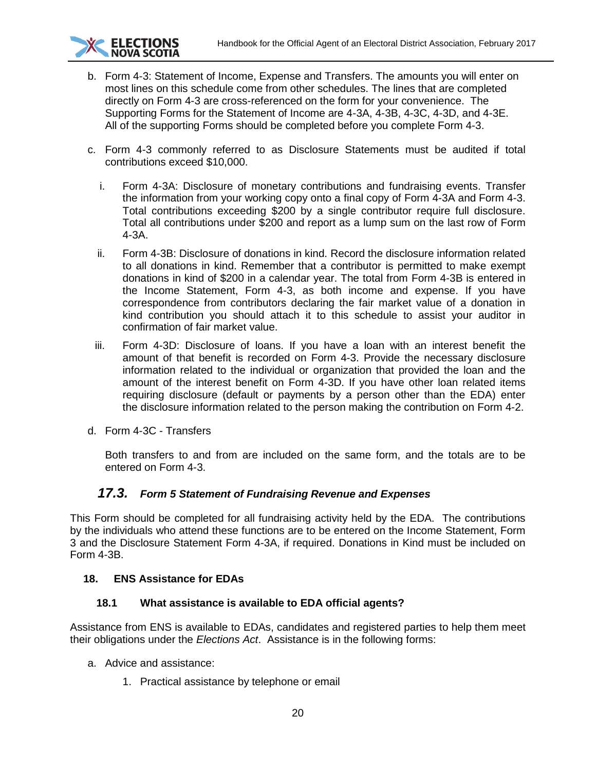b. Form 4-3: Statement of Income, Expense and Transfers. The amounts you will enter on most lines on this schedule come from other schedules. The lines that are completed directly on Form 4-3 are cross-referenced on the form for your convenience. The Supporting Forms for the Statement of Income are 4-3A, 4-3B, 4-3C, 4-3D, and 4-3E. All of the supporting Forms should be completed before you complete Form 4-3.

c. Form 4-3 commonly referred to as Disclosure Statements must be audited if total contributions exceed $10,000.

   i. Form 4-3A: Disclosure of monetary contributions and fundraising events. Transfer the information from your working copy onto a final copy of Form 4-3A and Form 4-3. Total contributions exceeding $200 by a single contributor require full disclosure. Total all contributions under $200 and report as a lump sum on the last row of Form 4-3A.

   ii. Form 4-3B: Disclosure of donations in kind. Record the disclosure information related to all donations in kind. Remember that a contributor is permitted to make exempt donations in kind of $200 in a calendar year. The total from Form 4-3B is entered in the Income Statement, Form 4-3, as both income and expense. If you have correspondence from contributors declaring the fair market value of a donation in kind contribution you should attach it to this schedule to assist your auditor in confirmation of fair market value.

   iii. Form 4-3D: Disclosure of loans. If you have a loan with an interest benefit the amount of that benefit is recorded on Form 4-3. Provide the necessary disclosure information related to the individual or organization that provided the loan and the amount of the interest benefit on Form 4-3D. If you have other loan related items requiring disclosure (default or payments by a person other than the EDA) enter the disclosure information related to the person making the contribution on Form 4-2.

d. Form 4-3C - Transfers

   Both transfers to and from are included on the same form, and the totals are to be entered on Form 4-3.

### *17.3. Form 5 Statement of Fundraising Revenue and Expenses*

This Form should be completed for all fundraising activity held by the EDA. The contributions by the individuals who attend these functions are to be entered on the Income Statement, Form 3 and the Disclosure Statement Form 4-3A, if required. Donations in Kind must be included on Form 4-3B.

## 18. ENS Assistance for EDAs

### 18.1 What assistance is available to EDA official agents?

Assistance from ENS is available to EDAs, candidates and registered parties to help them meet their obligations under the *Elections Act*. Assistance is in the following forms:

a. Advice and assistance:

   1. Practical assistance by telephone or email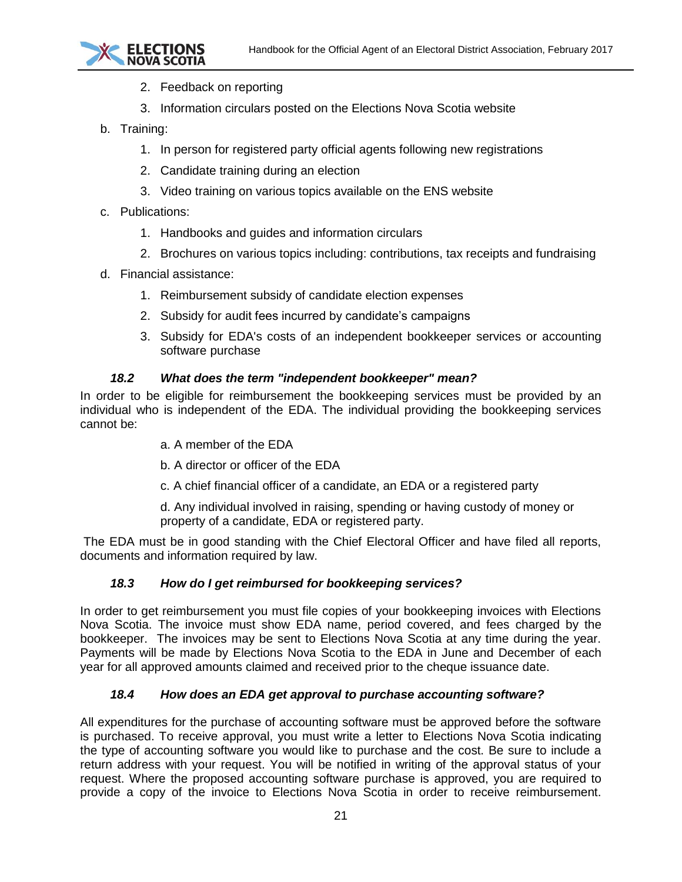2. Feedback on reporting
   3. Information circulars posted on the Elections Nova Scotia website

b. Training:
   1. In person for registered party official agents following new registrations
   2. Candidate training during an election
   3. Video training on various topics available on the ENS website

c. Publications:
   1. Handbooks and guides and information circulars
   2. Brochures on various topics including: contributions, tax receipts and fundraising

d. Financial assistance:
   1. Reimbursement subsidy of candidate election expenses
   2. Subsidy for audit fees incurred by candidate's campaigns
   3. Subsidy for EDA's costs of an independent bookkeeper services or accounting software purchase

### *18.2 What does the term "independent bookkeeper" mean?*

In order to be eligible for reimbursement the bookkeeping services must be provided by an individual who is independent of the EDA. The individual providing the bookkeeping services cannot be:

a. A member of the EDA

b. A director or officer of the EDA

c. A chief financial officer of a candidate, an EDA or a registered party

d. Any individual involved in raising, spending or having custody of money or property of a candidate, EDA or registered party.

The EDA must be in good standing with the Chief Electoral Officer and have filed all reports, documents and information required by law.

### *18.3 How do I get reimbursed for bookkeeping services?*

In order to get reimbursement you must file copies of your bookkeeping invoices with Elections Nova Scotia. The invoice must show EDA name, period covered, and fees charged by the bookkeeper. The invoices may be sent to Elections Nova Scotia at any time during the year. Payments will be made by Elections Nova Scotia to the EDA in June and December of each year for all approved amounts claimed and received prior to the cheque issuance date.

### *18.4 How does an EDA get approval to purchase accounting software?*

All expenditures for the purchase of accounting software must be approved before the software is purchased. To receive approval, you must write a letter to Elections Nova Scotia indicating the type of accounting software you would like to purchase and the cost. Be sure to include a return address with your request. You will be notified in writing of the approval status of your request. Where the proposed accounting software purchase is approved, you are required to provide a copy of the invoice to Elections Nova Scotia in order to receive reimbursement.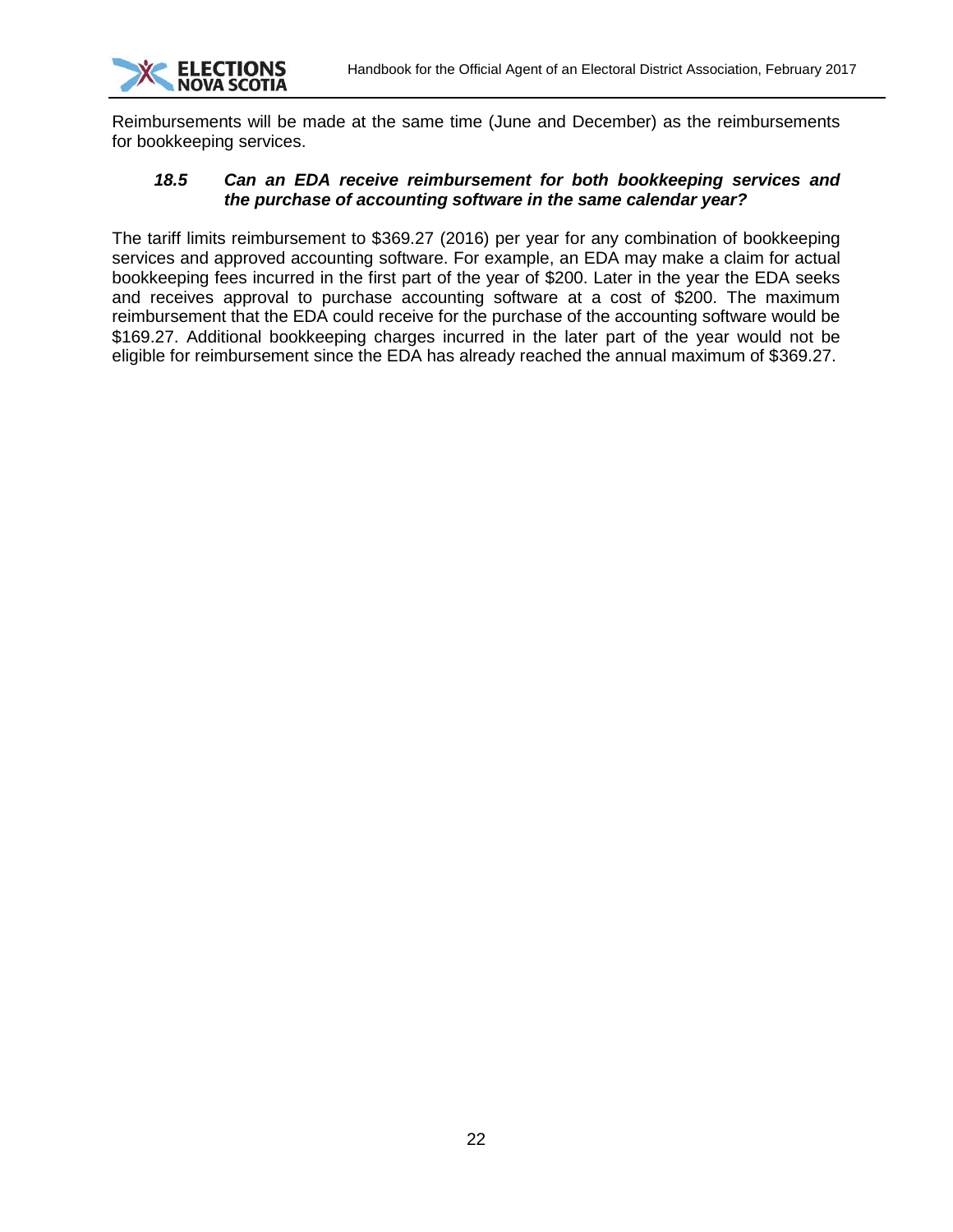Reimbursements will be made at the same time (June and December) as the reimbursements for bookkeeping services.

### *18.5 Can an EDA receive reimbursement for both bookkeeping services and the purchase of accounting software in the same calendar year?*

The tariff limits reimbursement to $369.27 (2016) per year for any combination of bookkeeping services and approved accounting software. For example, an EDA may make a claim for actual bookkeeping fees incurred in the first part of the year of $200. Later in the year the EDA seeks and receives approval to purchase accounting software at a cost of $200. The maximum reimbursement that the EDA could receive for the purchase of the accounting software would be $169.27. Additional bookkeeping charges incurred in the later part of the year would not be eligible for reimbursement since the EDA has already reached the annual maximum of $369.27.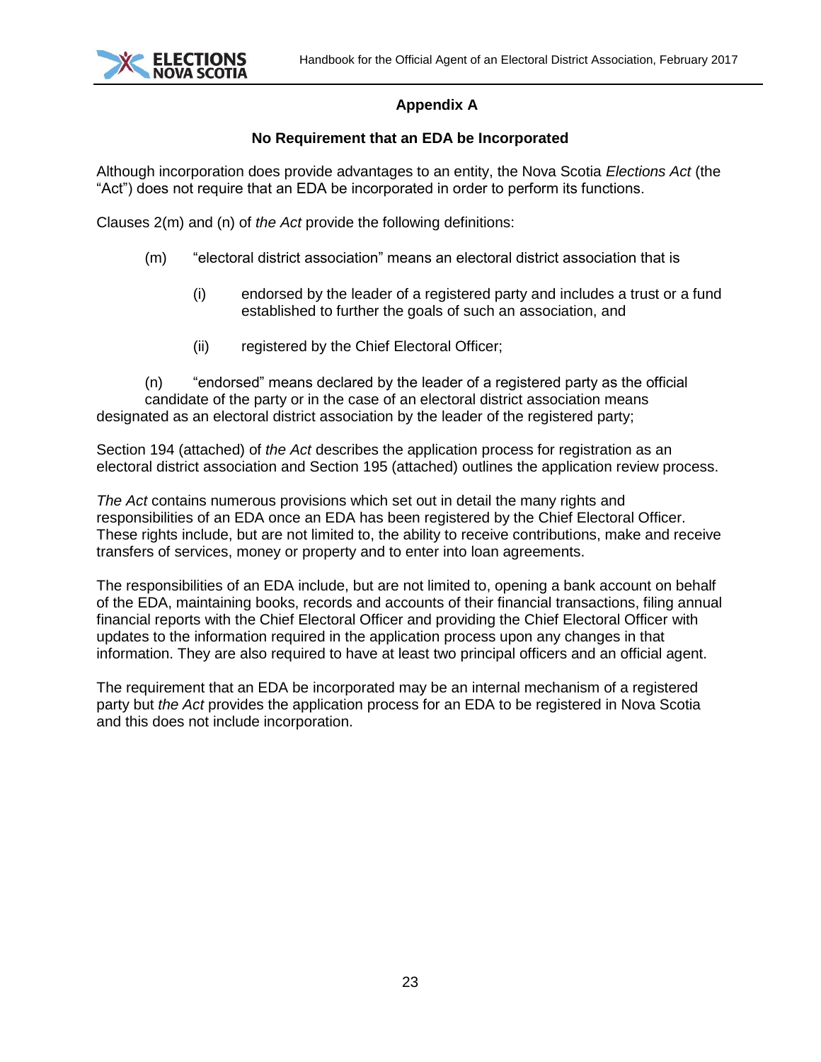# Appendix A

## No Requirement that an EDA be Incorporated

Although incorporation does provide advantages to an entity, the Nova Scotia *Elections Act* (the "Act") does not require that an EDA be incorporated in order to perform its functions.

Clauses 2(m) and (n) of *the Act* provide the following definitions:

(m) "electoral district association" means an electoral district association that is

(i) endorsed by the leader of a registered party and includes a trust or a fund established to further the goals of such an association, and

(ii) registered by the Chief Electoral Officer;

(n) "endorsed" means declared by the leader of a registered party as the official candidate of the party or in the case of an electoral district association means designated as an electoral district association by the leader of the registered party;

Section 194 (attached) of *the Act* describes the application process for registration as an electoral district association and Section 195 (attached) outlines the application review process.

*The Act* contains numerous provisions which set out in detail the many rights and responsibilities of an EDA once an EDA has been registered by the Chief Electoral Officer. These rights include, but are not limited to, the ability to receive contributions, make and receive transfers of services, money or property and to enter into loan agreements.

The responsibilities of an EDA include, but are not limited to, opening a bank account on behalf of the EDA, maintaining books, records and accounts of their financial transactions, filing annual financial reports with the Chief Electoral Officer and providing the Chief Electoral Officer with updates to the information required in the application process upon any changes in that information. They are also required to have at least two principal officers and an official agent.

The requirement that an EDA be incorporated may be an internal mechanism of a registered party but *the Act* provides the application process for an EDA to be registered in Nova Scotia and this does not include incorporation.